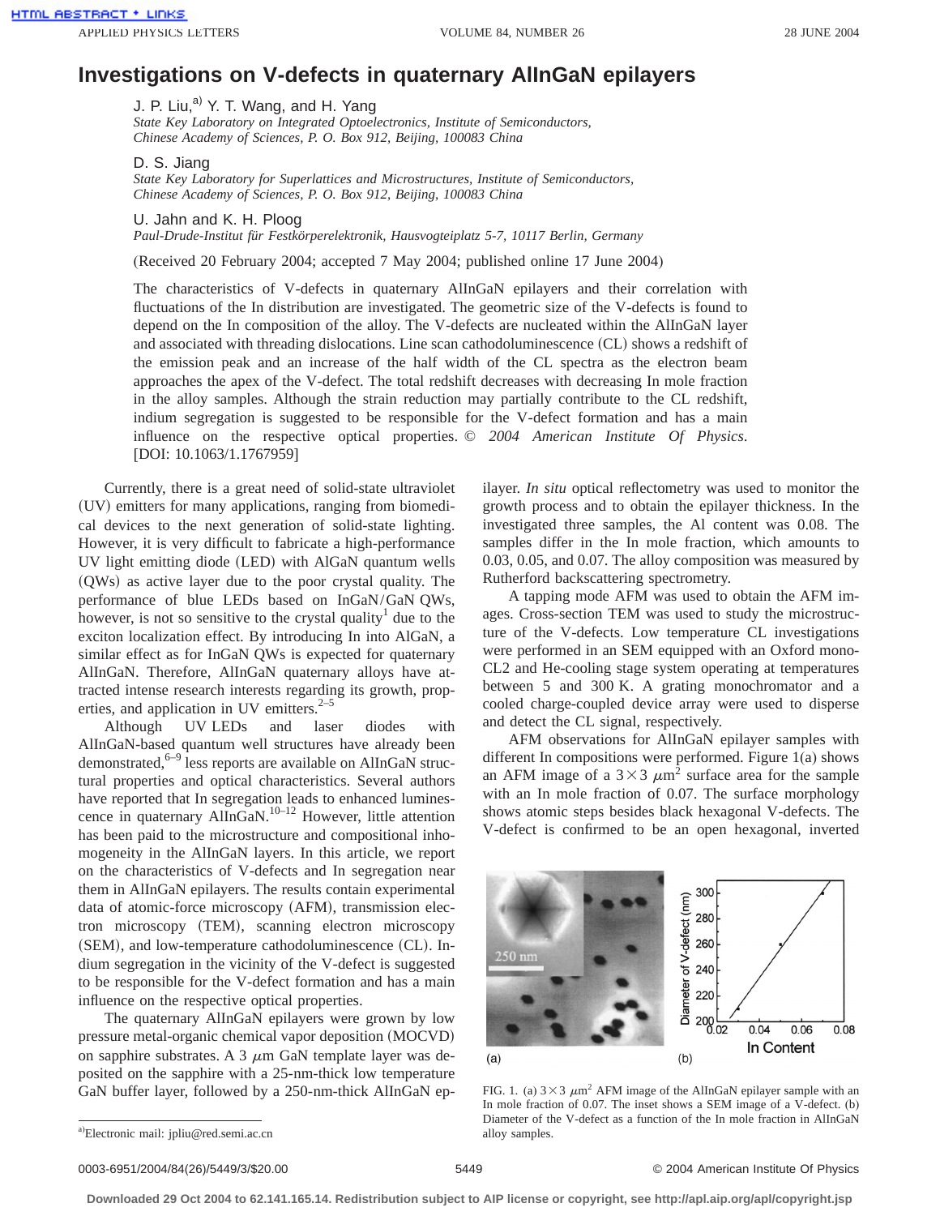# Investigations on V-defects in quaternary AlInGaN epilayers

J. P. Liu,[a] Y. T. Wang, and H. Yang

*State Key Laboratory on Integrated Optoelectronics, Institute of Semiconductors, Chinese Academy of Sciences, P. O. Box 912, Beijing, 100083 China*

D. S. Jiang

*State Key Laboratory for Superlattices and Microstructures, Institute of Semiconductors, Chinese Academy of Sciences, P. O. Box 912, Beijing, 100083 China*

U. Jahn and K. H. Ploog

*Paul-Drude-Institut für Festkörperelektronik, Hausvogteiplatz 5-7, 10117 Berlin, Germany*

(Received 20 February 2004; accepted 7 May 2004; published online 17 June 2004)

The characteristics of V-defects in quaternary AlInGaN epilayers and their correlation with fluctuations of the In distribution are investigated. The geometric size of the V-defects is found to depend on the In composition of the alloy. The V-defects are nucleated within the AlInGaN layer and associated with threading dislocations. Line scan cathodoluminescence (CL) shows a redshift of the emission peak and an increase of the half width of the CL spectra as the electron beam approaches the apex of the V-defect. The total redshift decreases with decreasing In mole fraction in the alloy samples. Although the strain reduction may partially contribute to the CL redshift, indium segregation is suggested to be responsible for the V-defect formation and has a main influence on the respective optical properties. © *2004 American Institute Of Physics*. [DOI: 10.1063/1.1767959]

Currently, there is a great need of solid-state ultraviolet (UV) emitters for many applications, ranging from biomedical devices to the next generation of solid-state lighting. However, it is very difficult to fabricate a high-performance UV light emitting diode (LED) with AlGaN quantum wells (QWs) as active layer due to the poor crystal quality. The performance of blue LEDs based on InGaN/GaN QWs, however, is not so sensitive to the crystal quality[1] due to the exciton localization effect. By introducing In into AlGaN, a similar effect as for InGaN QWs is expected for quaternary AlInGaN. Therefore, AlInGaN quaternary alloys have attracted intense research interests regarding its growth, properties, and application in UV emitters.[2–5]

Although UV LEDs and laser diodes with AlInGaN-based quantum well structures have already been demonstrated,[6–9] less reports are available on AlInGaN structural properties and optical characteristics. Several authors have reported that In segregation leads to enhanced luminescence in quaternary AlInGaN.[10–12] However, little attention has been paid to the microstructure and compositional inhomogeneity in the AlInGaN layers. In this article, we report on the characteristics of V-defects and In segregation near them in AlInGaN epilayers. The results contain experimental data of atomic-force microscopy (AFM), transmission electron microscopy (TEM), scanning electron microscopy (SEM), and low-temperature cathodoluminescence (CL). Indium segregation in the vicinity of the V-defect is suggested to be responsible for the V-defect formation and has a main influence on the respective optical properties.

The quaternary AlInGaN epilayers were grown by low pressure metal-organic chemical vapor deposition (MOCVD) on sapphire substrates. A 3 $\mu$m GaN template layer was deposited on the sapphire with a 25-nm-thick low temperature GaN buffer layer, followed by a 250-nm-thick AlInGaN epilayer. *In situ* optical reflectometry was used to monitor the growth process and to obtain the epilayer thickness. In the investigated three samples, the Al content was 0.08. The samples differ in the In mole fraction, which amounts to 0.03, 0.05, and 0.07. The alloy composition was measured by Rutherford backscattering spectrometry.

A tapping mode AFM was used to obtain the AFM images. Cross-section TEM was used to study the microstructure of the V-defects. Low temperature CL investigations were performed in an SEM equipped with an Oxford mono-CL2 and He-cooling stage system operating at temperatures between 5 and 300 K. A grating monochromator and a cooled charge-coupled device array were used to disperse and detect the CL signal, respectively.

AFM observations for AlInGaN epilayer samples with different In compositions were performed. Figure 1(a) shows an AFM image of a $3\times3$ $\mu m^2$ surface area for the sample with an In mole fraction of 0.07. The surface morphology shows atomic steps besides black hexagonal V-defects. The V-defect is confirmed to be an open hexagonal, inverted

FIG. 1. (a) $3\times3$ $\mu m^2$ AFM image of the AlInGaN epilayer sample with an In mole fraction of 0.07. The inset shows a SEM image of a V-defect. (b) Diameter of the V-defect as a function of the In mole fraction in AlInGaN alloy samples.

[a] Electronic mail: jpliu@red.semi.ac.cn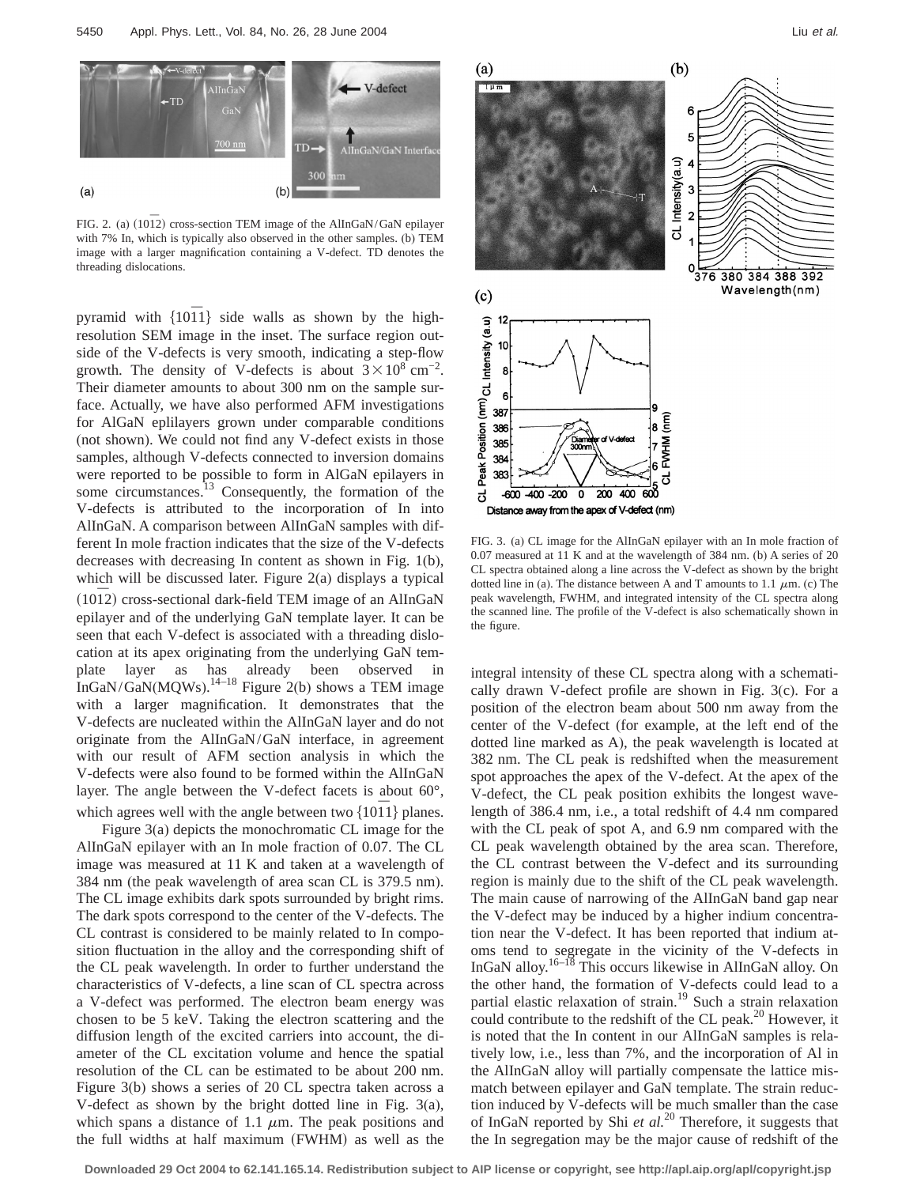FIG. 2. (a) $(10\bar{1}2)$ cross-section TEM image of the AlInGaN/GaN epilayer with 7% In, which is typically also observed in the other samples. (b) TEM image with a larger magnification containing a V-defect. TD denotes the threading dislocations.

pyramid with $\{10\bar{1}1\}$ side walls as shown by the high-resolution SEM image in the inset. The surface region outside of the V-defects is very smooth, indicating a step-flow growth. The density of V-defects is about $3\times10^{8}$ cm$^{-2}$. Their diameter amounts to about 300 nm on the sample surface. Actually, we have also performed AFM investigations for AlGaN eplilayers grown under comparable conditions (not shown). We could not find any V-defect exists in those samples, although V-defects connected to inversion domains were reported to be possible to form in AlGaN epilayers in some circumstances.[13] Consequently, the formation of the V-defects is attributed to the incorporation of In into AlInGaN. A comparison between AlInGaN samples with different In mole fraction indicates that the size of the V-defects decreases with decreasing In content as shown in Fig. 1(b), which will be discussed later. Figure 2(a) displays a typical $(10\bar{1}2)$ cross-sectional dark-field TEM image of an AlInGaN epilayer and of the underlying GaN template layer. It can be seen that each V-defect is associated with a threading dislocation at its apex originating from the underlying GaN template layer as has already been observed in InGaN/GaN(MQWs).[14–18] Figure 2(b) shows a TEM image with a larger magnification. It demonstrates that the V-defects are nucleated within the AlInGaN layer and do not originate from the AlInGaN/GaN interface, in agreement with our result of AFM section analysis in which the V-defects were also found to be formed within the AlInGaN layer. The angle between the V-defect facets is about 60°, which agrees well with the angle between two $\{10\bar{1}1\}$ planes.

Figure 3(a) depicts the monochromatic CL image for the AlInGaN epilayer with an In mole fraction of 0.07. The CL image was measured at 11 K and taken at a wavelength of 384 nm (the peak wavelength of area scan CL is 379.5 nm). The CL image exhibits dark spots surrounded by bright rims. The dark spots correspond to the center of the V-defects. The CL contrast is considered to be mainly related to In composition fluctuation in the alloy and the corresponding shift of the CL peak wavelength. In order to further understand the characteristics of V-defects, a line scan of CL spectra across a V-defect was performed. The electron beam energy was chosen to be 5 keV. Taking the electron scattering and the diffusion length of the excited carriers into account, the diameter of the CL excitation volume and hence the spatial resolution of the CL can be estimated to be about 200 nm. Figure 3(b) shows a series of 20 CL spectra taken across a V-defect as shown by the bright dotted line in Fig. 3(a), which spans a distance of 1.1 $\mu$m. The peak positions and the full widths at half maximum (FWHM) as well as the integral intensity of these CL spectra along with a schematically drawn V-defect profile are shown in Fig. 3(c). For a position of the electron beam about 500 nm away from the center of the V-defect (for example, at the left end of the dotted line marked as A), the peak wavelength is located at 382 nm. The CL peak is redshifted when the measurement spot approaches the apex of the V-defect. At the apex of the V-defect, the CL peak position exhibits the longest wavelength of 386.4 nm, i.e., a total redshift of 4.4 nm compared with the CL peak of spot A, and 6.9 nm compared with the CL peak wavelength obtained by the area scan. Therefore, the CL contrast between the V-defect and its surrounding region is mainly due to the shift of the CL peak wavelength. The main cause of narrowing of the AlInGaN band gap near the V-defect may be induced by a higher indium concentration near the V-defect. It has been reported that indium atoms tend to segregate in the vicinity of the V-defects in InGaN alloy.[16–18] This occurs likewise in AlInGaN alloy. On the other hand, the formation of V-defects could lead to a partial elastic relaxation of strain.[19] Such a strain relaxation could contribute to the redshift of the CL peak.[20] However, it is noted that the In content in our AlInGaN samples is relatively low, i.e., less than 7%, and the incorporation of Al in the AlInGaN alloy will partially compensate the lattice mismatch between epilayer and GaN template. The strain reduction induced by V-defects will be much smaller than the case of InGaN reported by Shi *et al.*[20] Therefore, it suggests that the In segregation may be the major cause of redshift of the

FIG. 3. (a) CL image for the AlInGaN epilayer with an In mole fraction of 0.07 measured at 11 K and at the wavelength of 384 nm. (b) A series of 20 CL spectra obtained along a line across the V-defect as shown by the bright dotted line in (a). The distance between A and T amounts to 1.1 $\mu$m. (c) The peak wavelength, FWHM, and integrated intensity of the CL spectra along the scanned line. The profile of the V-defect is also schematically shown in the figure.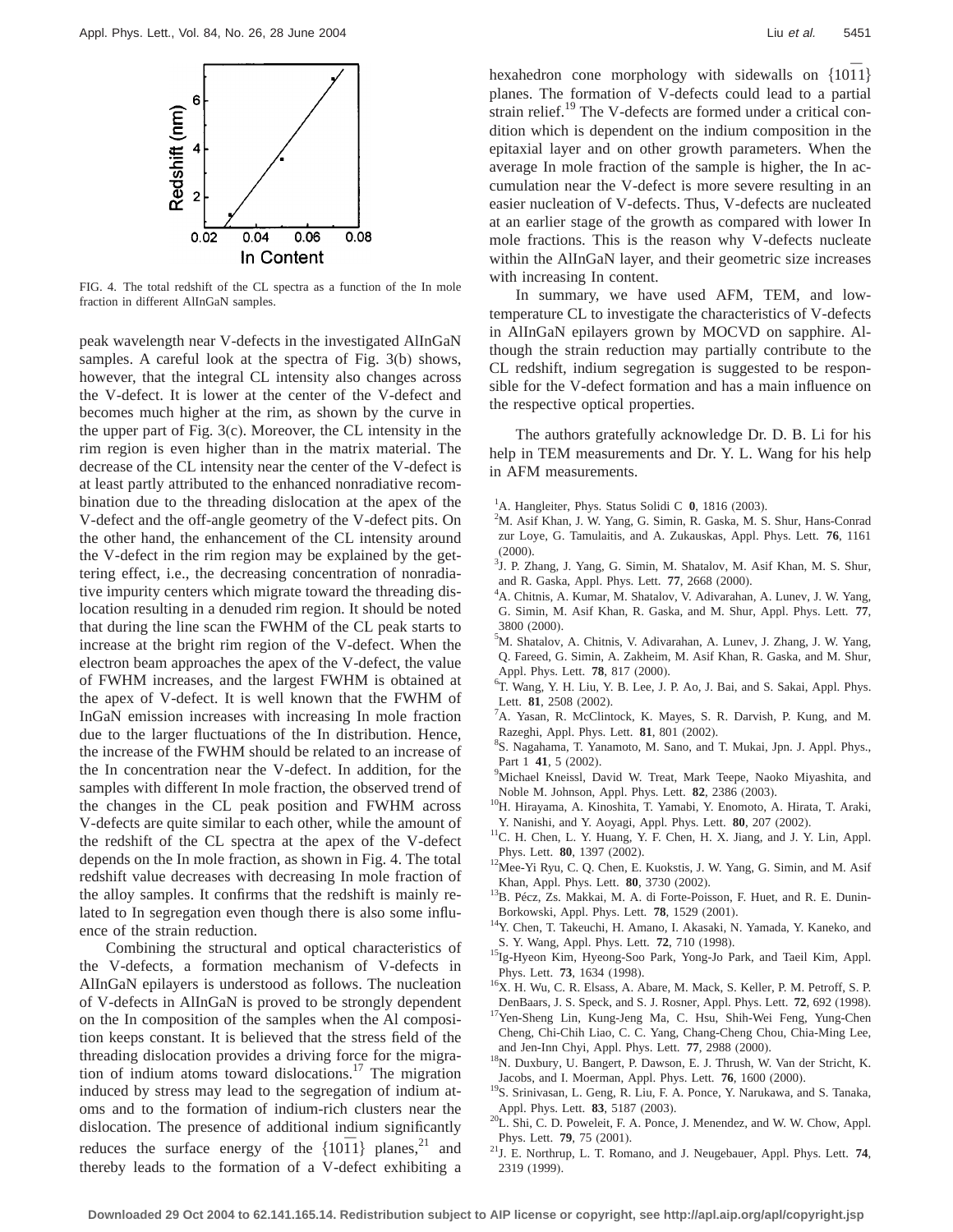Redshift (nm)

6

4

2

0.02 0.04 0.06 0.08

In Content

FIG. 4. The total redshift of the CL spectra as a function of the In mole fraction in different AlInGaN samples.

peak wavelength near V-defects in the investigated AlInGaN samples. A careful look at the spectra of Fig. 3(b) shows, however, that the integral CL intensity also changes across the V-defect. It is lower at the center of the V-defect and becomes much higher at the rim, as shown by the curve in the upper part of Fig. 3(c). Moreover, the CL intensity in the rim region is even higher than in the matrix material. The decrease of the CL intensity near the center of the V-defect is at least partly attributed to the enhanced nonradiative recombination due to the threading dislocation at the apex of the V-defect and the off-angle geometry of the V-defect pits. On the other hand, the enhancement of the CL intensity around the V-defect in the rim region may be explained by the gettering effect, i.e., the decreasing concentration of nonradiative impurity centers which migrate toward the threading dislocation resulting in a denuded rim region. It should be noted that during the line scan the FWHM of the CL peak starts to increase at the bright rim region of the V-defect. When the electron beam approaches the apex of the V-defect, the value of FWHM increases, and the largest FWHM is obtained at the apex of V-defect. It is well known that the FWHM of InGaN emission increases with increasing In mole fraction due to the larger fluctuations of the In distribution. Hence, the increase of the FWHM should be related to an increase of the In concentration near the V-defect. In addition, for the samples with different In mole fraction, the observed trend of the changes in the CL peak position and FWHM across V-defects are quite similar to each other, while the amount of the redshift of the CL spectra at the apex of the V-defect depends on the In mole fraction, as shown in Fig. 4. The total redshift value decreases with decreasing In mole fraction of the alloy samples. It confirms that the redshift is mainly related to In segregation even though there is also some influence of the strain reduction.

Combining the structural and optical characteristics of the V-defects, a formation mechanism of V-defects in AlInGaN epilayers is understood as follows. The nucleation of V-defects in AlInGaN is proved to be strongly dependent on the In composition of the samples when the Al composition keeps constant. It is believed that the stress field of the threading dislocation provides a driving force for the migration of indium atoms toward dislocations.[17] The migration induced by stress may lead to the segregation of indium atoms and to the formation of indium-rich clusters near the dislocation. The presence of additional indium significantly reduces the surface energy of the $\{10\bar{1}1\}$ planes,[21] and thereby leads to the formation of a V-defect exhibiting a hexahedron cone morphology with sidewalls on $\{10\bar{1}1\}$ planes. The formation of V-defects could lead to a partial strain relief.[19] The V-defects are formed under a critical condition which is dependent on the indium composition in the epitaxial layer and on other growth parameters. When the average In mole fraction of the sample is higher, the In accumulation near the V-defect is more severe resulting in an easier nucleation of V-defects. Thus, V-defects are nucleated at an earlier stage of the growth as compared with lower In mole fractions. This is the reason why V-defects nucleate within the AlInGaN layer, and their geometric size increases with increasing In content.

In summary, we have used AFM, TEM, and low-temperature CL to investigate the characteristics of V-defects in AlInGaN epilayers grown by MOCVD on sapphire. Although the strain reduction may partially contribute to the CL redshift, indium segregation is suggested to be responsible for the V-defect formation and has a main influence on the respective optical properties.

The authors gratefully acknowledge Dr. D. B. Li for his help in TEM measurements and Dr. Y. L. Wang for his help in AFM measurements.

[1] A. Hangleiter, Phys. Status Solidi C **0**, 1816 (2003).

[2] M. Asif Khan, J. W. Yang, G. Simin, R. Gaska, M. S. Shur, Hans-Conrad zur Loye, G. Tamulaitis, and A. Zukauskas, Appl. Phys. Lett. **76**, 1161 (2000).

[3] J. P. Zhang, J. Yang, G. Simin, M. Shatalov, M. Asif Khan, M. S. Shur, and R. Gaska, Appl. Phys. Lett. **77**, 2668 (2000).

[4] A. Chitnis, A. Kumar, M. Shatalov, V. Adivarahan, A. Lunev, J. W. Yang, G. Simin, M. Asif Khan, R. Gaska, and M. Shur, Appl. Phys. Lett. **77**, 3800 (2000).

[5] M. Shatalov, A. Chitnis, V. Adivarahan, A. Lunev, J. Zhang, J. W. Yang, Q. Fareed, G. Simin, A. Zakheim, M. Asif Khan, R. Gaska, and M. Shur, Appl. Phys. Lett. **78**, 817 (2000).

[6] T. Wang, Y. H. Liu, Y. B. Lee, J. P. Ao, J. Bai, and S. Sakai, Appl. Phys. Lett. **81**, 2508 (2002).

[7] A. Yasan, R. McClintock, K. Mayes, S. R. Darvish, P. Kung, and M. Razeghi, Appl. Phys. Lett. **81**, 801 (2002).

[8] S. Nagahama, T. Yanamoto, M. Sano, and T. Mukai, Jpn. J. Appl. Phys., Part 1 **41**, 5 (2002).

[9] Michael Kneissl, David W. Treat, Mark Teepe, Naoko Miyashita, and Noble M. Johnson, Appl. Phys. Lett. **82**, 2386 (2003).

[10] H. Hirayama, A. Kinoshita, T. Yamabi, Y. Enomoto, A. Hirata, T. Araki, Y. Nanishi, and Y. Aoyagi, Appl. Phys. Lett. **80**, 207 (2002).

[11] C. H. Chen, L. Y. Huang, Y. F. Chen, H. X. Jiang, and J. Y. Lin, Appl. Phys. Lett. **80**, 1397 (2002).

[12] Mee-Yi Ryu, C. Q. Chen, E. Kuokstis, J. W. Yang, G. Simin, and M. Asif Khan, Appl. Phys. Lett. **80**, 3730 (2002).

[13] B. Pécz, Zs. Makkai, M. A. di Forte-Poisson, F. Huet, and R. E. Dunin-Borkowski, Appl. Phys. Lett. **78**, 1529 (2001).

[14] Y. Chen, T. Takeuchi, H. Amano, I. Akasaki, N. Yamada, Y. Kaneko, and S. Y. Wang, Appl. Phys. Lett. **72**, 710 (1998).

[15] Ig-Hyeon Kim, Hyeong-Soo Park, Yong-Jo Park, and Taeil Kim, Appl. Phys. Lett. **73**, 1634 (1998).

[16] X. H. Wu, C. R. Elsass, A. Abare, M. Mack, S. Keller, P. M. Petroff, S. P. DenBaars, J. S. Speck, and S. J. Rosner, Appl. Phys. Lett. **72**, 692 (1998).

[17] Yen-Sheng Lin, Kung-Jeng Ma, C. Hsu, Shih-Wei Feng, Yung-Chen Cheng, Chi-Chih Liao, C. C. Yang, Chang-Cheng Chou, Chia-Ming Lee, and Jen-Inn Chyi, Appl. Phys. Lett. **77**, 2988 (2000).

[18] N. Duxbury, U. Bangert, P. Dawson, E. J. Thrush, W. Van der Stricht, K. Jacobs, and I. Moerman, Appl. Phys. Lett. **76**, 1600 (2000).

[19] S. Srinivasan, L. Geng, R. Liu, F. A. Ponce, Y. Narukawa, and S. Tanaka, Appl. Phys. Lett. **83**, 5187 (2003).

[20] L. Shi, C. D. Poweleit, F. A. Ponce, J. Menendez, and W. W. Chow, Appl. Phys. Lett. **79**, 75 (2001).

[21] J. E. Northrup, L. T. Romano, and J. Neugebauer, Appl. Phys. Lett. **74**, 2319 (1999).